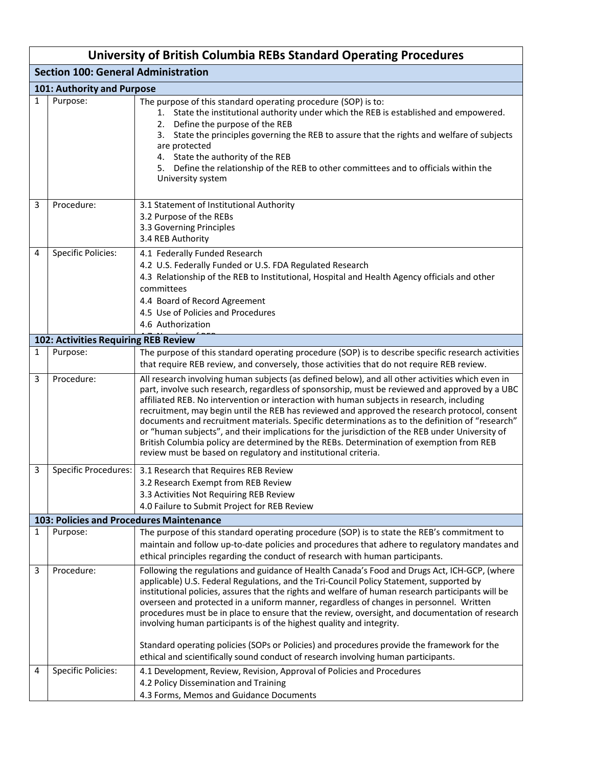# University of British Columbia REBs Standard Operating Procedures

## Section 100: General Administration

### 101: Authority and Purpose

| | | |
|---|---|---|
| 1 | Purpose: | The purpose of this standard operating procedure (SOP) is to:<br>1. State the institutional authority under which the REB is established and empowered.<br>2. Define the purpose of the REB<br>3. State the principles governing the REB to assure that the rights and welfare of subjects are protected<br>4. State the authority of the REB<br>5. Define the relationship of the REB to other committees and to officials within the University system |
| 3 | Procedure: | 3.1 Statement of Institutional Authority<br>3.2 Purpose of the REBs<br>3.3 Governing Principles<br>3.4 REB Authority |
| 4 | Specific Policies: | 4.1 Federally Funded Research<br>4.2 U.S. Federally Funded or U.S. FDA Regulated Research<br>4.3 Relationship of the REB to Institutional, Hospital and Health Agency officials and other committees<br>4.4 Board of Record Agreement<br>4.5 Use of Policies and Procedures<br>4.6 Authorization |

### 102: Activities Requiring REB Review

| | | |
|---|---|---|
| 1 | Purpose: | The purpose of this standard operating procedure (SOP) is to describe specific research activities that require REB review, and conversely, those activities that do not require REB review. |
| 3 | Procedure: | All research involving human subjects (as defined below), and all other activities which even in part, involve such research, regardless of sponsorship, must be reviewed and approved by a UBC affiliated REB. No intervention or interaction with human subjects in research, including recruitment, may begin until the REB has reviewed and approved the research protocol, consent documents and recruitment materials. Specific determinations as to the definition of "research" or "human subjects", and their implications for the jurisdiction of the REB under University of British Columbia policy are determined by the REBs. Determination of exemption from REB review must be based on regulatory and institutional criteria. |
| 3 | Specific Procedures: | 3.1 Research that Requires REB Review<br>3.2 Research Exempt from REB Review<br>3.3 Activities Not Requiring REB Review<br>4.0 Failure to Submit Project for REB Review |

### 103: Policies and Procedures Maintenance

| | | |
|---|---|---|
| 1 | Purpose: | The purpose of this standard operating procedure (SOP) is to state the REB's commitment to maintain and follow up-to-date policies and procedures that adhere to regulatory mandates and ethical principles regarding the conduct of research with human participants. |
| 3 | Procedure: | Following the regulations and guidance of Health Canada's Food and Drugs Act, ICH-GCP, (where applicable) U.S. Federal Regulations, and the Tri-Council Policy Statement, supported by institutional policies, assures that the rights and welfare of human research participants will be overseen and protected in a uniform manner, regardless of changes in personnel. Written procedures must be in place to ensure that the review, oversight, and documentation of research involving human participants is of the highest quality and integrity.<br><br>Standard operating policies (SOPs or Policies) and procedures provide the framework for the ethical and scientifically sound conduct of research involving human participants. |
| 4 | Specific Policies: | 4.1 Development, Review, Revision, Approval of Policies and Procedures<br>4.2 Policy Dissemination and Training<br>4.3 Forms, Memos and Guidance Documents |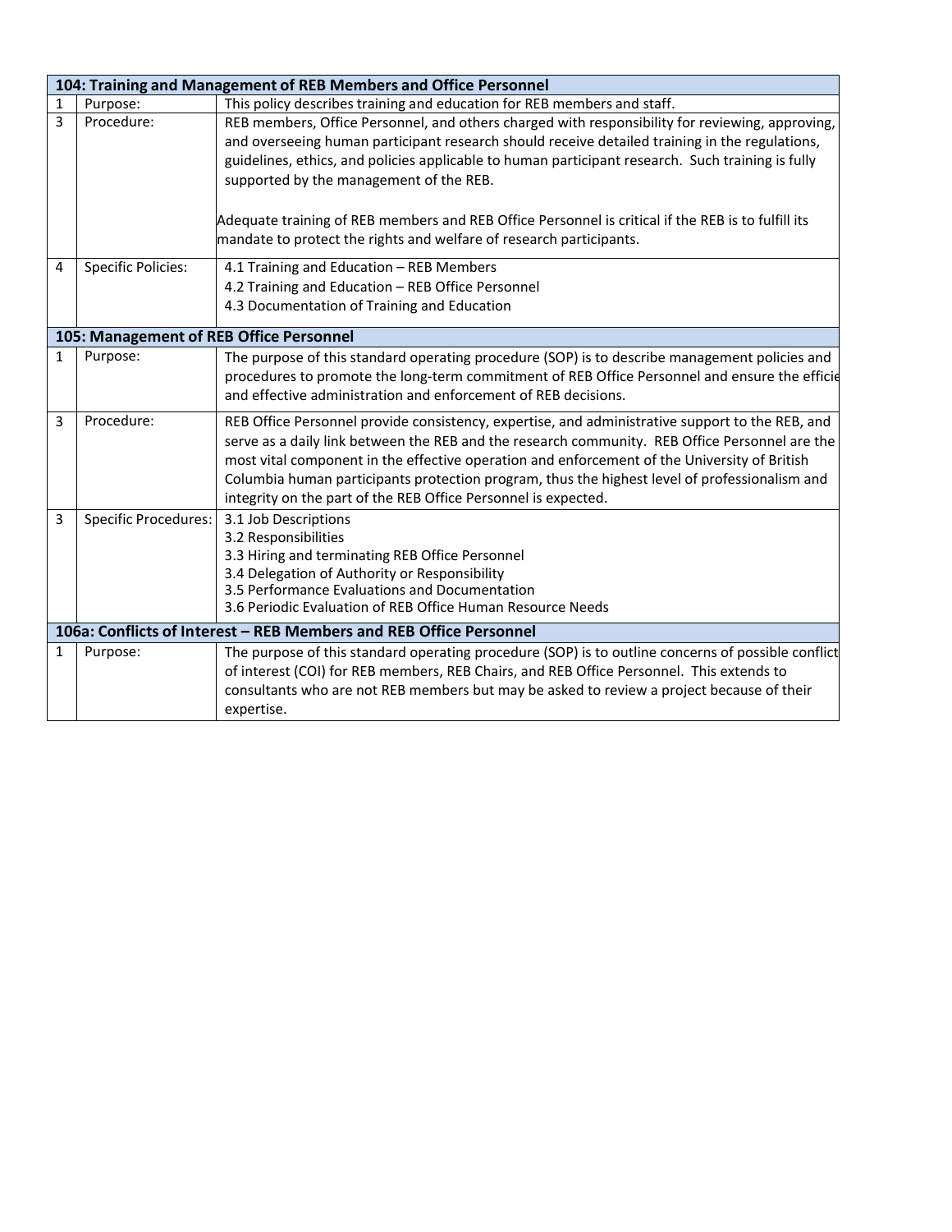| 104: Training and Management of REB Members and Office Personnel | | |
|---|---|---|
| 1 | Purpose: | This policy describes training and education for REB members and staff. |
| 3 | Procedure: | REB members, Office Personnel, and others charged with responsibility for reviewing, approving, and overseeing human participant research should receive detailed training in the regulations, guidelines, ethics, and policies applicable to human participant research. Such training is fully supported by the management of the REB.<br><br>Adequate training of REB members and REB Office Personnel is critical if the REB is to fulfill its mandate to protect the rights and welfare of research participants. |
| 4 | Specific Policies: | 4.1 Training and Education – REB Members<br>4.2 Training and Education – REB Office Personnel<br>4.3 Documentation of Training and Education |
| **105: Management of REB Office Personnel** | | |
| 1 | Purpose: | The purpose of this standard operating procedure (SOP) is to describe management policies and procedures to promote the long-term commitment of REB Office Personnel and ensure the efficie and effective administration and enforcement of REB decisions. |
| 3 | Procedure: | REB Office Personnel provide consistency, expertise, and administrative support to the REB, and serve as a daily link between the REB and the research community. REB Office Personnel are the most vital component in the effective operation and enforcement of the University of British Columbia human participants protection program, thus the highest level of professionalism and integrity on the part of the REB Office Personnel is expected. |
| 3 | Specific Procedures: | 3.1 Job Descriptions<br>3.2 Responsibilities<br>3.3 Hiring and terminating REB Office Personnel<br>3.4 Delegation of Authority or Responsibility<br>3.5 Performance Evaluations and Documentation<br>3.6 Periodic Evaluation of REB Office Human Resource Needs |
| **106a: Conflicts of Interest – REB Members and REB Office Personnel** | | |
| 1 | Purpose: | The purpose of this standard operating procedure (SOP) is to outline concerns of possible conflict of interest (COI) for REB members, REB Chairs, and REB Office Personnel. This extends to consultants who are not REB members but may be asked to review a project because of their expertise. |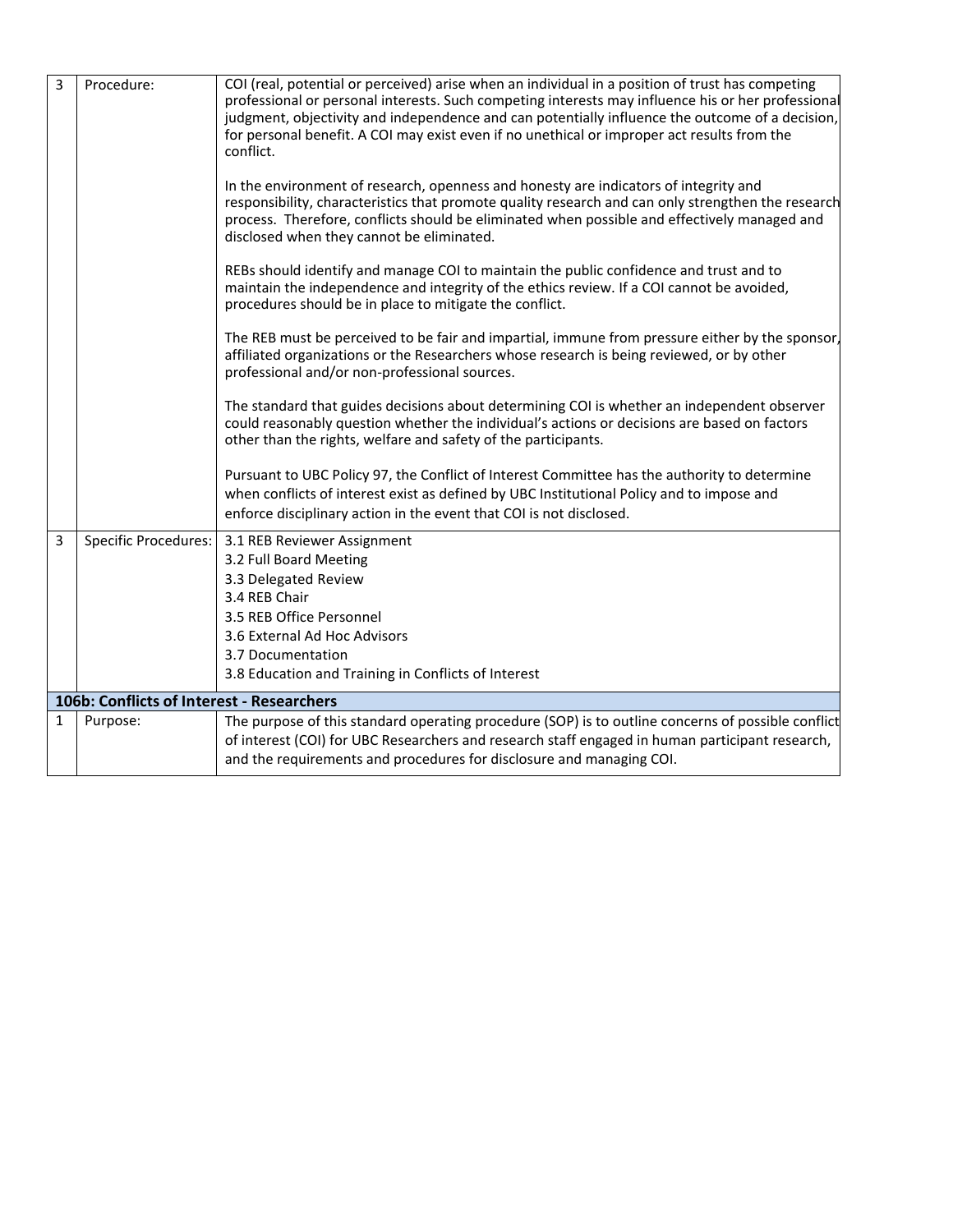| 3 | Procedure: | COI (real, potential or perceived) arise when an individual in a position of trust has competing professional or personal interests. Such competing interests may influence his or her professional judgment, objectivity and independence and can potentially influence the outcome of a decision, for personal benefit. A COI may exist even if no unethical or improper act results from the conflict.<br><br>In the environment of research, openness and honesty are indicators of integrity and responsibility, characteristics that promote quality research and can only strengthen the research process. Therefore, conflicts should be eliminated when possible and effectively managed and disclosed when they cannot be eliminated.<br><br>REBs should identify and manage COI to maintain the public confidence and trust and to maintain the independence and integrity of the ethics review. If a COI cannot be avoided, procedures should be in place to mitigate the conflict.<br><br>The REB must be perceived to be fair and impartial, immune from pressure either by the sponsor, affiliated organizations or the Researchers whose research is being reviewed, or by other professional and/or non-professional sources.<br><br>The standard that guides decisions about determining COI is whether an independent observer could reasonably question whether the individual's actions or decisions are based on factors other than the rights, welfare and safety of the participants.<br><br>Pursuant to UBC Policy 97, the Conflict of Interest Committee has the authority to determine when conflicts of interest exist as defined by UBC Institutional Policy and to impose and enforce disciplinary action in the event that COI is not disclosed. |
|---|---|---|
| 3 | Specific Procedures: | 3.1 REB Reviewer Assignment<br>3.2 Full Board Meeting<br>3.3 Delegated Review<br>3.4 REB Chair<br>3.5 REB Office Personnel<br>3.6 External Ad Hoc Advisors<br>3.7 Documentation<br>3.8 Education and Training in Conflicts of Interest |
| **106b: Conflicts of Interest - Researchers** | | |
| 1 | Purpose: | The purpose of this standard operating procedure (SOP) is to outline concerns of possible conflict of interest (COI) for UBC Researchers and research staff engaged in human participant research, and the requirements and procedures for disclosure and managing COI. |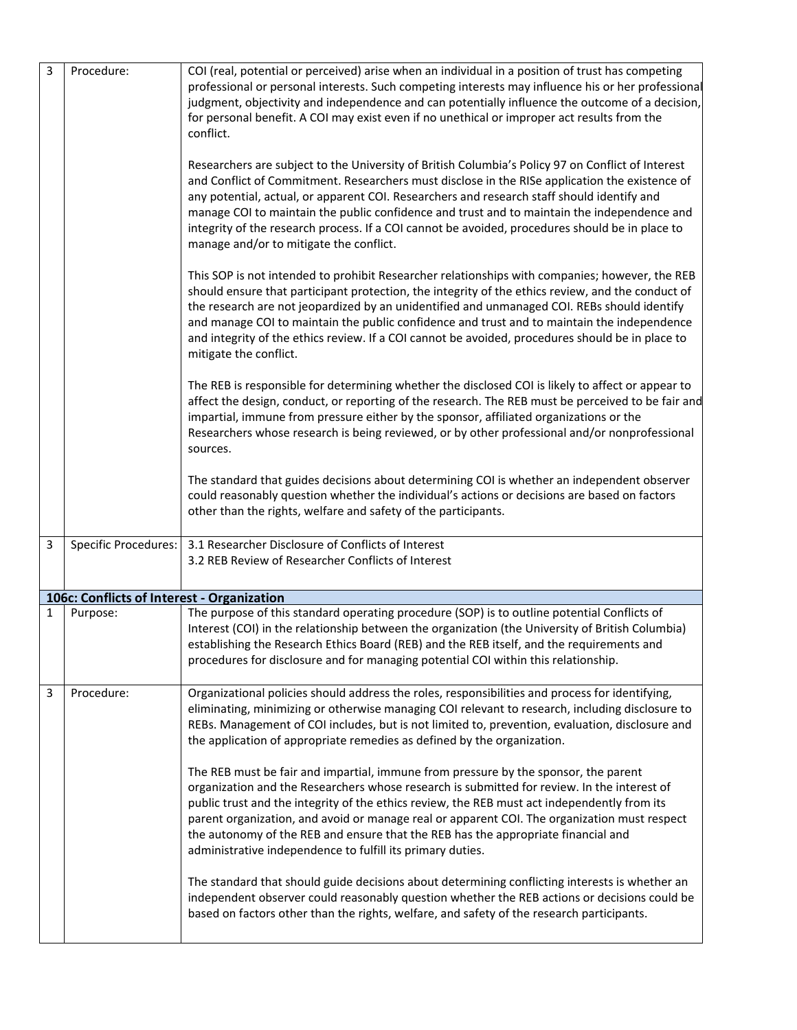| | | |
|---|---|---|
| 3 | Procedure: | COI (real, potential or perceived) arise when an individual in a position of trust has competing professional or personal interests. Such competing interests may influence his or her professional judgment, objectivity and independence and can potentially influence the outcome of a decision, for personal benefit. A COI may exist even if no unethical or improper act results from the conflict.<br><br>Researchers are subject to the University of British Columbia's Policy 97 on Conflict of Interest and Conflict of Commitment. Researchers must disclose in the RISe application the existence of any potential, actual, or apparent COI. Researchers and research staff should identify and manage COI to maintain the public confidence and trust and to maintain the independence and integrity of the research process. If a COI cannot be avoided, procedures should be in place to manage and/or to mitigate the conflict.<br><br>This SOP is not intended to prohibit Researcher relationships with companies; however, the REB should ensure that participant protection, the integrity of the ethics review, and the conduct of the research are not jeopardized by an unidentified and unmanaged COI. REBs should identify and manage COI to maintain the public confidence and trust and to maintain the independence and integrity of the ethics review. If a COI cannot be avoided, procedures should be in place to mitigate the conflict.<br><br>The REB is responsible for determining whether the disclosed COI is likely to affect or appear to affect the design, conduct, or reporting of the research. The REB must be perceived to be fair and impartial, immune from pressure either by the sponsor, affiliated organizations or the Researchers whose research is being reviewed, or by other professional and/or nonprofessional sources.<br><br>The standard that guides decisions about determining COI is whether an independent observer could reasonably question whether the individual's actions or decisions are based on factors other than the rights, welfare and safety of the participants. |
| 3 | Specific Procedures: | 3.1 Researcher Disclosure of Conflicts of Interest<br>3.2 REB Review of Researcher Conflicts of Interest |
| **106c: Conflicts of Interest - Organization** | | |
| 1 | Purpose: | The purpose of this standard operating procedure (SOP) is to outline potential Conflicts of Interest (COI) in the relationship between the organization (the University of British Columbia) establishing the Research Ethics Board (REB) and the REB itself, and the requirements and procedures for disclosure and for managing potential COI within this relationship. |
| 3 | Procedure: | Organizational policies should address the roles, responsibilities and process for identifying, eliminating, minimizing or otherwise managing COI relevant to research, including disclosure to REBs. Management of COI includes, but is not limited to, prevention, evaluation, disclosure and the application of appropriate remedies as defined by the organization.<br><br>The REB must be fair and impartial, immune from pressure by the sponsor, the parent organization and the Researchers whose research is submitted for review. In the interest of public trust and the integrity of the ethics review, the REB must act independently from its parent organization, and avoid or manage real or apparent COI. The organization must respect the autonomy of the REB and ensure that the REB has the appropriate financial and administrative independence to fulfill its primary duties.<br><br>The standard that should guide decisions about determining conflicting interests is whether an independent observer could reasonably question whether the REB actions or decisions could be based on factors other than the rights, welfare, and safety of the research participants. |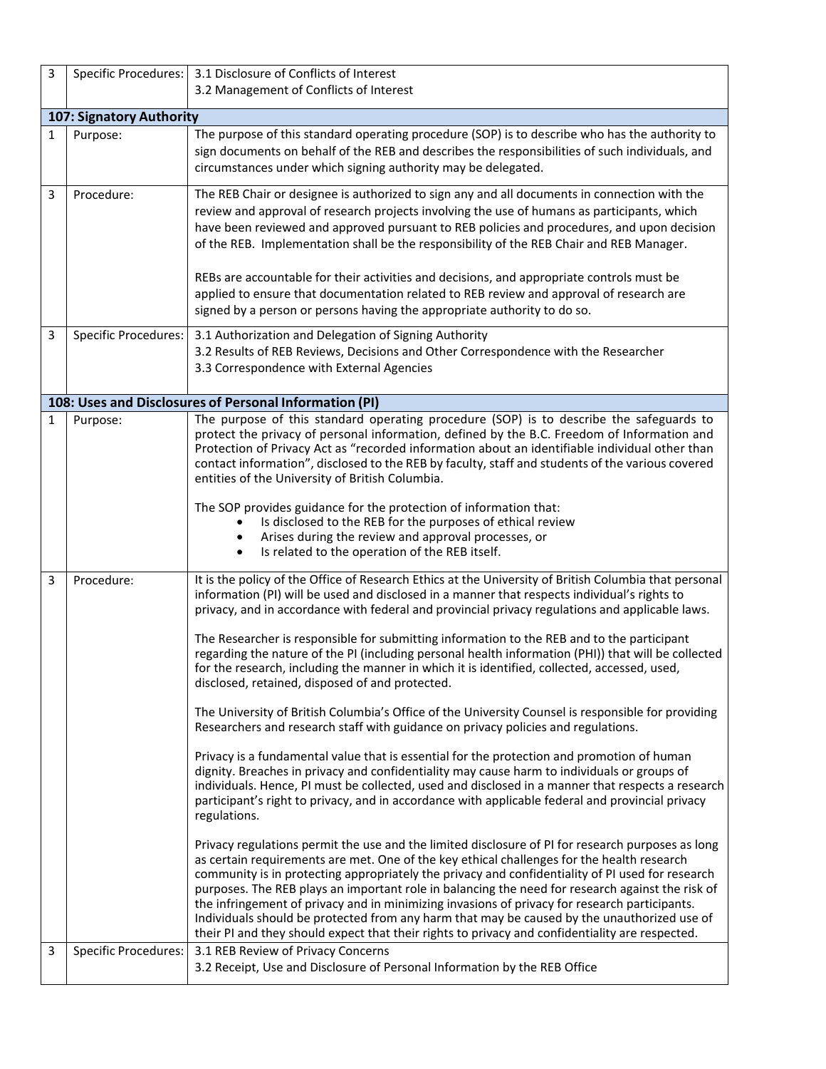| 3 | Specific Procedures: | 3.1 Disclosure of Conflicts of Interest<br>3.2 Management of Conflicts of Interest |
|---|---|---|
| **107: Signatory Authority** | | |
| 1 | Purpose: | The purpose of this standard operating procedure (SOP) is to describe who has the authority to sign documents on behalf of the REB and describes the responsibilities of such individuals, and circumstances under which signing authority may be delegated. |
| 3 | Procedure: | The REB Chair or designee is authorized to sign any and all documents in connection with the review and approval of research projects involving the use of humans as participants, which have been reviewed and approved pursuant to REB policies and procedures, and upon decision of the REB. Implementation shall be the responsibility of the REB Chair and REB Manager.<br><br>REBs are accountable for their activities and decisions, and appropriate controls must be applied to ensure that documentation related to REB review and approval of research are signed by a person or persons having the appropriate authority to do so. |
| 3 | Specific Procedures: | 3.1 Authorization and Delegation of Signing Authority<br>3.2 Results of REB Reviews, Decisions and Other Correspondence with the Researcher<br>3.3 Correspondence with External Agencies |
| **108: Uses and Disclosures of Personal Information (PI)** | | |
| 1 | Purpose: | The purpose of this standard operating procedure (SOP) is to describe the safeguards to protect the privacy of personal information, defined by the B.C. Freedom of Information and Protection of Privacy Act as "recorded information about an identifiable individual other than contact information", disclosed to the REB by faculty, staff and students of the various covered entities of the University of British Columbia.<br><br>The SOP provides guidance for the protection of information that:<br>• Is disclosed to the REB for the purposes of ethical review<br>• Arises during the review and approval processes, or<br>• Is related to the operation of the REB itself. |
| 3 | Procedure: | It is the policy of the Office of Research Ethics at the University of British Columbia that personal information (PI) will be used and disclosed in a manner that respects individual's rights to privacy, and in accordance with federal and provincial privacy regulations and applicable laws.<br><br>The Researcher is responsible for submitting information to the REB and to the participant regarding the nature of the PI (including personal health information (PHI)) that will be collected for the research, including the manner in which it is identified, collected, accessed, used, disclosed, retained, disposed of and protected.<br><br>The University of British Columbia's Office of the University Counsel is responsible for providing Researchers and research staff with guidance on privacy policies and regulations.<br><br>Privacy is a fundamental value that is essential for the protection and promotion of human dignity. Breaches in privacy and confidentiality may cause harm to individuals or groups of individuals. Hence, PI must be collected, used and disclosed in a manner that respects a research participant's right to privacy, and in accordance with applicable federal and provincial privacy regulations.<br><br>Privacy regulations permit the use and the limited disclosure of PI for research purposes as long as certain requirements are met. One of the key ethical challenges for the health research community is in protecting appropriately the privacy and confidentiality of PI used for research purposes. The REB plays an important role in balancing the need for research against the risk of the infringement of privacy and in minimizing invasions of privacy for research participants. Individuals should be protected from any harm that may be caused by the unauthorized use of their PI and they should expect that their rights to privacy and confidentiality are respected. |
| 3 | Specific Procedures: | 3.1 REB Review of Privacy Concerns<br>3.2 Receipt, Use and Disclosure of Personal Information by the REB Office |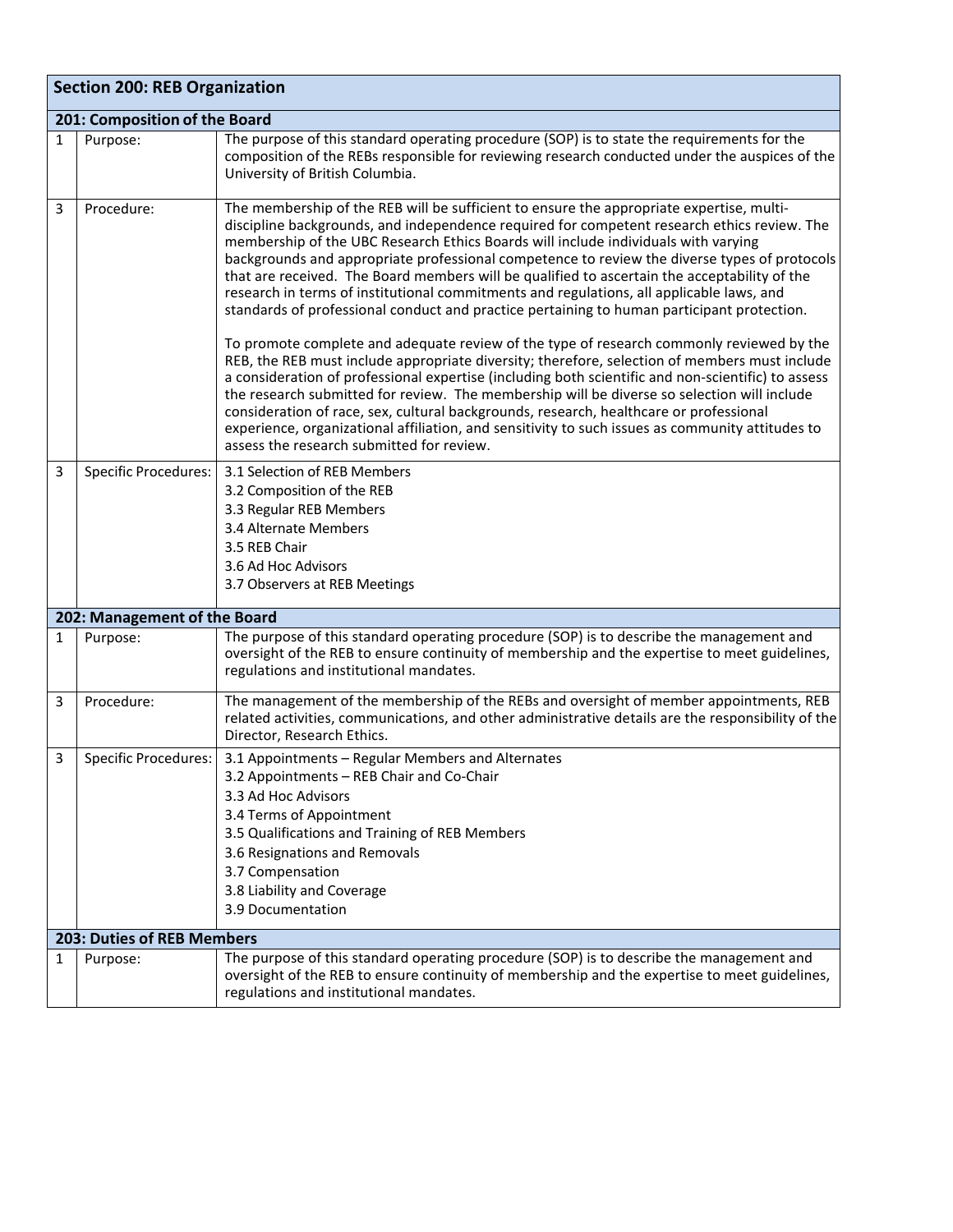| Section 200: REB Organization | | |
|---|---|---|
| **201: Composition of the Board** | | |
| 1 | Purpose: | The purpose of this standard operating procedure (SOP) is to state the requirements for the composition of the REBs responsible for reviewing research conducted under the auspices of the University of British Columbia. |
| 3 | Procedure: | The membership of the REB will be sufficient to ensure the appropriate expertise, multi-discipline backgrounds, and independence required for competent research ethics review. The membership of the UBC Research Ethics Boards will include individuals with varying backgrounds and appropriate professional competence to review the diverse types of protocols that are received. The Board members will be qualified to ascertain the acceptability of the research in terms of institutional commitments and regulations, all applicable laws, and standards of professional conduct and practice pertaining to human participant protection.<br><br>To promote complete and adequate review of the type of research commonly reviewed by the REB, the REB must include appropriate diversity; therefore, selection of members must include a consideration of professional expertise (including both scientific and non-scientific) to assess the research submitted for review. The membership will be diverse so selection will include consideration of race, sex, cultural backgrounds, research, healthcare or professional experience, organizational affiliation, and sensitivity to such issues as community attitudes to assess the research submitted for review. |
| 3 | Specific Procedures: | 3.1 Selection of REB Members<br>3.2 Composition of the REB<br>3.3 Regular REB Members<br>3.4 Alternate Members<br>3.5 REB Chair<br>3.6 Ad Hoc Advisors<br>3.7 Observers at REB Meetings |
| **202: Management of the Board** | | |
| 1 | Purpose: | The purpose of this standard operating procedure (SOP) is to describe the management and oversight of the REB to ensure continuity of membership and the expertise to meet guidelines, regulations and institutional mandates. |
| 3 | Procedure: | The management of the membership of the REBs and oversight of member appointments, REB related activities, communications, and other administrative details are the responsibility of the Director, Research Ethics. |
| 3 | Specific Procedures: | 3.1 Appointments – Regular Members and Alternates<br>3.2 Appointments – REB Chair and Co-Chair<br>3.3 Ad Hoc Advisors<br>3.4 Terms of Appointment<br>3.5 Qualifications and Training of REB Members<br>3.6 Resignations and Removals<br>3.7 Compensation<br>3.8 Liability and Coverage<br>3.9 Documentation |
| **203: Duties of REB Members** | | |
| 1 | Purpose: | The purpose of this standard operating procedure (SOP) is to describe the management and oversight of the REB to ensure continuity of membership and the expertise to meet guidelines, regulations and institutional mandates. |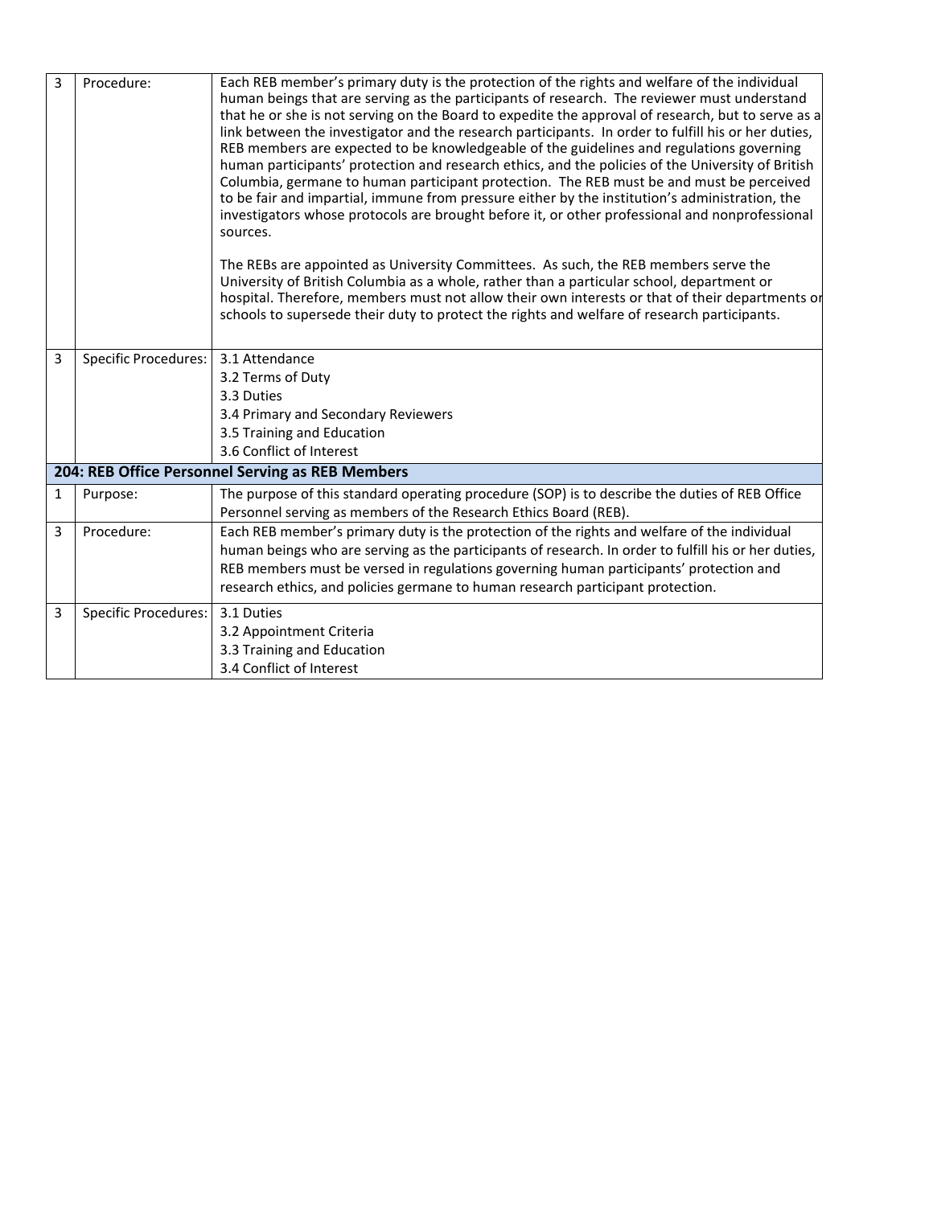| | | |
|---|---|---|
| 3 | Procedure: | Each REB member's primary duty is the protection of the rights and welfare of the individual human beings that are serving as the participants of research. The reviewer must understand that he or she is not serving on the Board to expedite the approval of research, but to serve as a link between the investigator and the research participants. In order to fulfill his or her duties, REB members are expected to be knowledgeable of the guidelines and regulations governing human participants' protection and research ethics, and the policies of the University of British Columbia, germane to human participant protection. The REB must be and must be perceived to be fair and impartial, immune from pressure either by the institution's administration, the investigators whose protocols are brought before it, or other professional and nonprofessional sources.<br><br>The REBs are appointed as University Committees. As such, the REB members serve the University of British Columbia as a whole, rather than a particular school, department or hospital. Therefore, members must not allow their own interests or that of their departments or schools to supersede their duty to protect the rights and welfare of research participants. |
| 3 | Specific Procedures: | 3.1 Attendance<br>3.2 Terms of Duty<br>3.3 Duties<br>3.4 Primary and Secondary Reviewers<br>3.5 Training and Education<br>3.6 Conflict of Interest |
| **204: REB Office Personnel Serving as REB Members** | | |
| 1 | Purpose: | The purpose of this standard operating procedure (SOP) is to describe the duties of REB Office Personnel serving as members of the Research Ethics Board (REB). |
| 3 | Procedure: | Each REB member's primary duty is the protection of the rights and welfare of the individual human beings who are serving as the participants of research. In order to fulfill his or her duties, REB members must be versed in regulations governing human participants' protection and research ethics, and policies germane to human research participant protection. |
| 3 | Specific Procedures: | 3.1 Duties<br>3.2 Appointment Criteria<br>3.3 Training and Education<br>3.4 Conflict of Interest |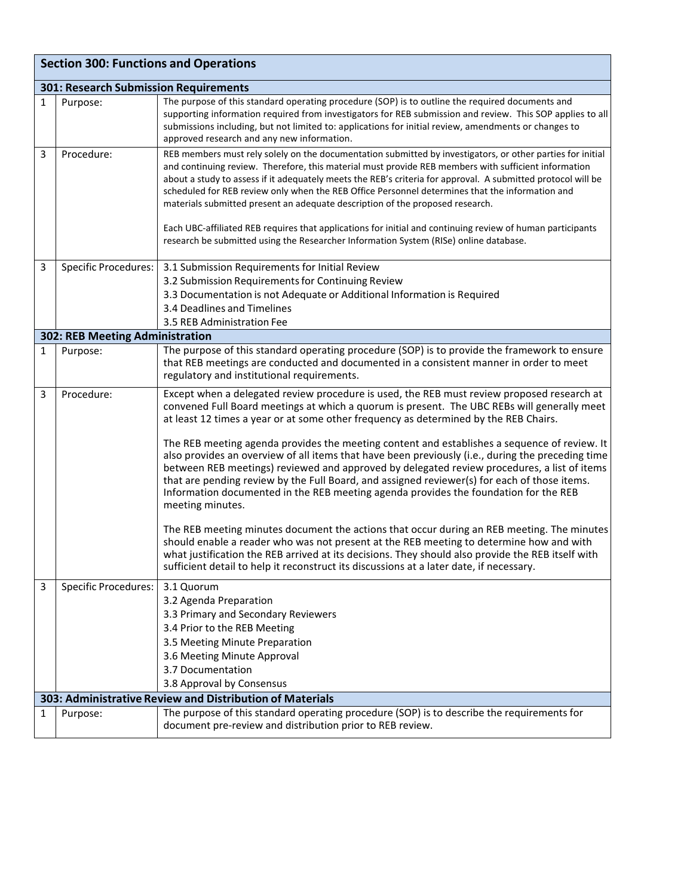| Section 300: Functions and Operations | | |
|---|---|---|
| **301: Research Submission Requirements** | | |
| 1 | Purpose: | The purpose of this standard operating procedure (SOP) is to outline the required documents and supporting information required from investigators for REB submission and review. This SOP applies to all submissions including, but not limited to: applications for initial review, amendments or changes to approved research and any new information. |
| 3 | Procedure: | REB members must rely solely on the documentation submitted by investigators, or other parties for initial and continuing review. Therefore, this material must provide REB members with sufficient information about a study to assess if it adequately meets the REB's criteria for approval. A submitted protocol will be scheduled for REB review only when the REB Office Personnel determines that the information and materials submitted present an adequate description of the proposed research.<br><br>Each UBC-affiliated REB requires that applications for initial and continuing review of human participants research be submitted using the Researcher Information System (RISe) online database. |
| 3 | Specific Procedures: | 3.1 Submission Requirements for Initial Review<br>3.2 Submission Requirements for Continuing Review<br>3.3 Documentation is not Adequate or Additional Information is Required<br>3.4 Deadlines and Timelines<br>3.5 REB Administration Fee |
| **302: REB Meeting Administration** | | |
| 1 | Purpose: | The purpose of this standard operating procedure (SOP) is to provide the framework to ensure that REB meetings are conducted and documented in a consistent manner in order to meet regulatory and institutional requirements. |
| 3 | Procedure: | Except when a delegated review procedure is used, the REB must review proposed research at convened Full Board meetings at which a quorum is present. The UBC REBs will generally meet at least 12 times a year or at some other frequency as determined by the REB Chairs.<br><br>The REB meeting agenda provides the meeting content and establishes a sequence of review. It also provides an overview of all items that have been previously (i.e., during the preceding time between REB meetings) reviewed and approved by delegated review procedures, a list of items that are pending review by the Full Board, and assigned reviewer(s) for each of those items. Information documented in the REB meeting agenda provides the foundation for the REB meeting minutes.<br><br>The REB meeting minutes document the actions that occur during an REB meeting. The minutes should enable a reader who was not present at the REB meeting to determine how and with what justification the REB arrived at its decisions. They should also provide the REB itself with sufficient detail to help it reconstruct its discussions at a later date, if necessary. |
| 3 | Specific Procedures: | 3.1 Quorum<br>3.2 Agenda Preparation<br>3.3 Primary and Secondary Reviewers<br>3.4 Prior to the REB Meeting<br>3.5 Meeting Minute Preparation<br>3.6 Meeting Minute Approval<br>3.7 Documentation<br>3.8 Approval by Consensus |
| **303: Administrative Review and Distribution of Materials** | | |
| 1 | Purpose: | The purpose of this standard operating procedure (SOP) is to describe the requirements for document pre-review and distribution prior to REB review. |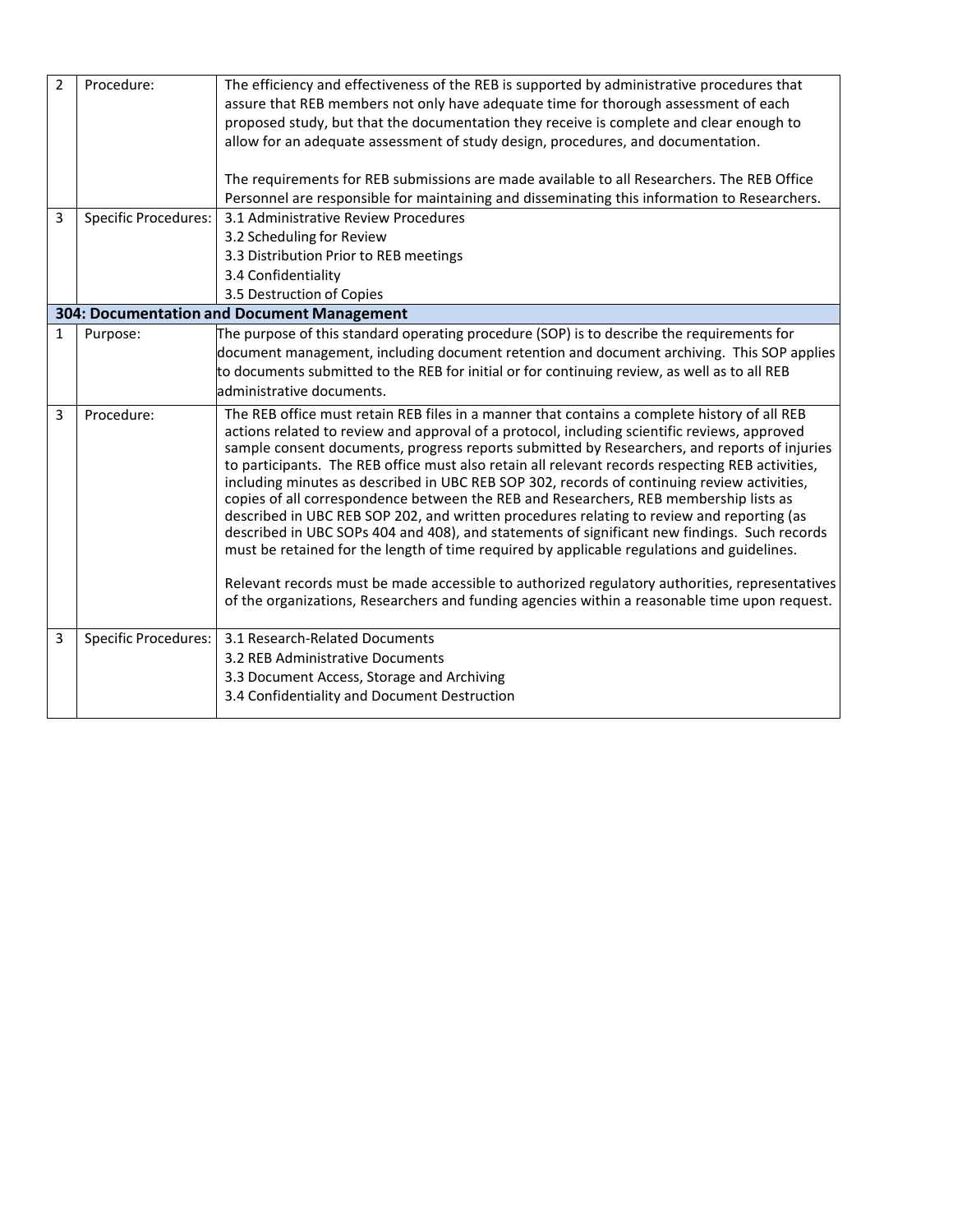| | | |
|---|---|---|
| 2 | Procedure: | The efficiency and effectiveness of the REB is supported by administrative procedures that assure that REB members not only have adequate time for thorough assessment of each proposed study, but that the documentation they receive is complete and clear enough to allow for an adequate assessment of study design, procedures, and documentation.<br><br>The requirements for REB submissions are made available to all Researchers. The REB Office Personnel are responsible for maintaining and disseminating this information to Researchers. |
| 3 | Specific Procedures: | 3.1 Administrative Review Procedures<br>3.2 Scheduling for Review<br>3.3 Distribution Prior to REB meetings<br>3.4 Confidentiality<br>3.5 Destruction of Copies |
| **304: Documentation and Document Management** | | |
| 1 | Purpose: | The purpose of this standard operating procedure (SOP) is to describe the requirements for document management, including document retention and document archiving. This SOP applies to documents submitted to the REB for initial or for continuing review, as well as to all REB administrative documents. |
| 3 | Procedure: | The REB office must retain REB files in a manner that contains a complete history of all REB actions related to review and approval of a protocol, including scientific reviews, approved sample consent documents, progress reports submitted by Researchers, and reports of injuries to participants. The REB office must also retain all relevant records respecting REB activities, including minutes as described in UBC REB SOP 302, records of continuing review activities, copies of all correspondence between the REB and Researchers, REB membership lists as described in UBC REB SOP 202, and written procedures relating to review and reporting (as described in UBC SOPs 404 and 408), and statements of significant new findings. Such records must be retained for the length of time required by applicable regulations and guidelines.<br><br>Relevant records must be made accessible to authorized regulatory authorities, representatives of the organizations, Researchers and funding agencies within a reasonable time upon request. |
| 3 | Specific Procedures: | 3.1 Research-Related Documents<br>3.2 REB Administrative Documents<br>3.3 Document Access, Storage and Archiving<br>3.4 Confidentiality and Document Destruction |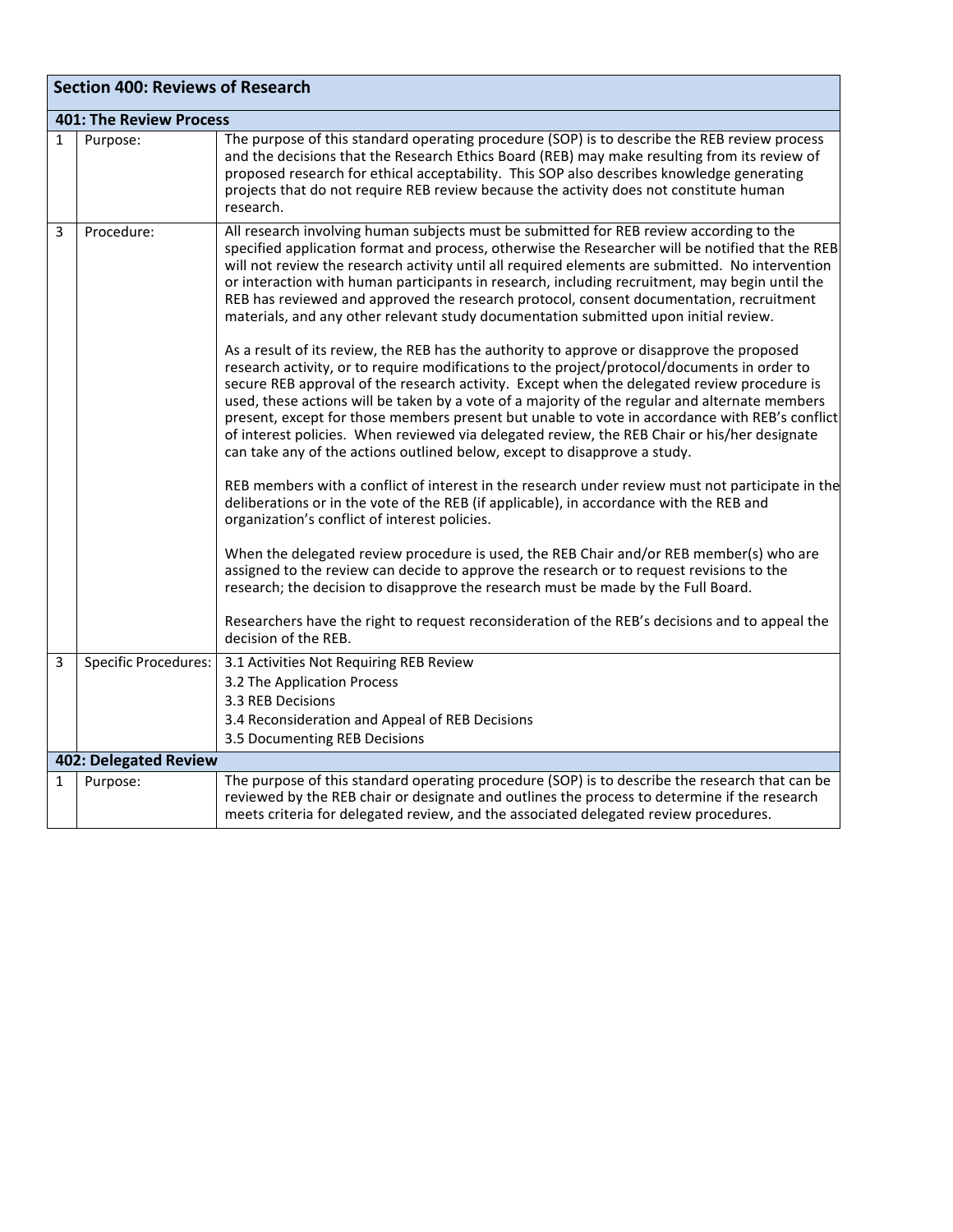| Section 400: Reviews of Research | | |
|---|---|---|
| **401: The Review Process** | | |
| 1 | Purpose: | The purpose of this standard operating procedure (SOP) is to describe the REB review process and the decisions that the Research Ethics Board (REB) may make resulting from its review of proposed research for ethical acceptability. This SOP also describes knowledge generating projects that do not require REB review because the activity does not constitute human research. |
| 3 | Procedure: | All research involving human subjects must be submitted for REB review according to the specified application format and process, otherwise the Researcher will be notified that the REB will not review the research activity until all required elements are submitted. No intervention or interaction with human participants in research, including recruitment, may begin until the REB has reviewed and approved the research protocol, consent documentation, recruitment materials, and any other relevant study documentation submitted upon initial review.<br><br>As a result of its review, the REB has the authority to approve or disapprove the proposed research activity, or to require modifications to the project/protocol/documents in order to secure REB approval of the research activity. Except when the delegated review procedure is used, these actions will be taken by a vote of a majority of the regular and alternate members present, except for those members present but unable to vote in accordance with REB's conflict of interest policies. When reviewed via delegated review, the REB Chair or his/her designate can take any of the actions outlined below, except to disapprove a study.<br><br>REB members with a conflict of interest in the research under review must not participate in the deliberations or in the vote of the REB (if applicable), in accordance with the REB and organization's conflict of interest policies.<br><br>When the delegated review procedure is used, the REB Chair and/or REB member(s) who are assigned to the review can decide to approve the research or to request revisions to the research; the decision to disapprove the research must be made by the Full Board.<br><br>Researchers have the right to request reconsideration of the REB's decisions and to appeal the decision of the REB. |
| 3 | Specific Procedures: | 3.1 Activities Not Requiring REB Review<br>3.2 The Application Process<br>3.3 REB Decisions<br>3.4 Reconsideration and Appeal of REB Decisions<br>3.5 Documenting REB Decisions |
| **402: Delegated Review** | | |
| 1 | Purpose: | The purpose of this standard operating procedure (SOP) is to describe the research that can be reviewed by the REB chair or designate and outlines the process to determine if the research meets criteria for delegated review, and the associated delegated review procedures. |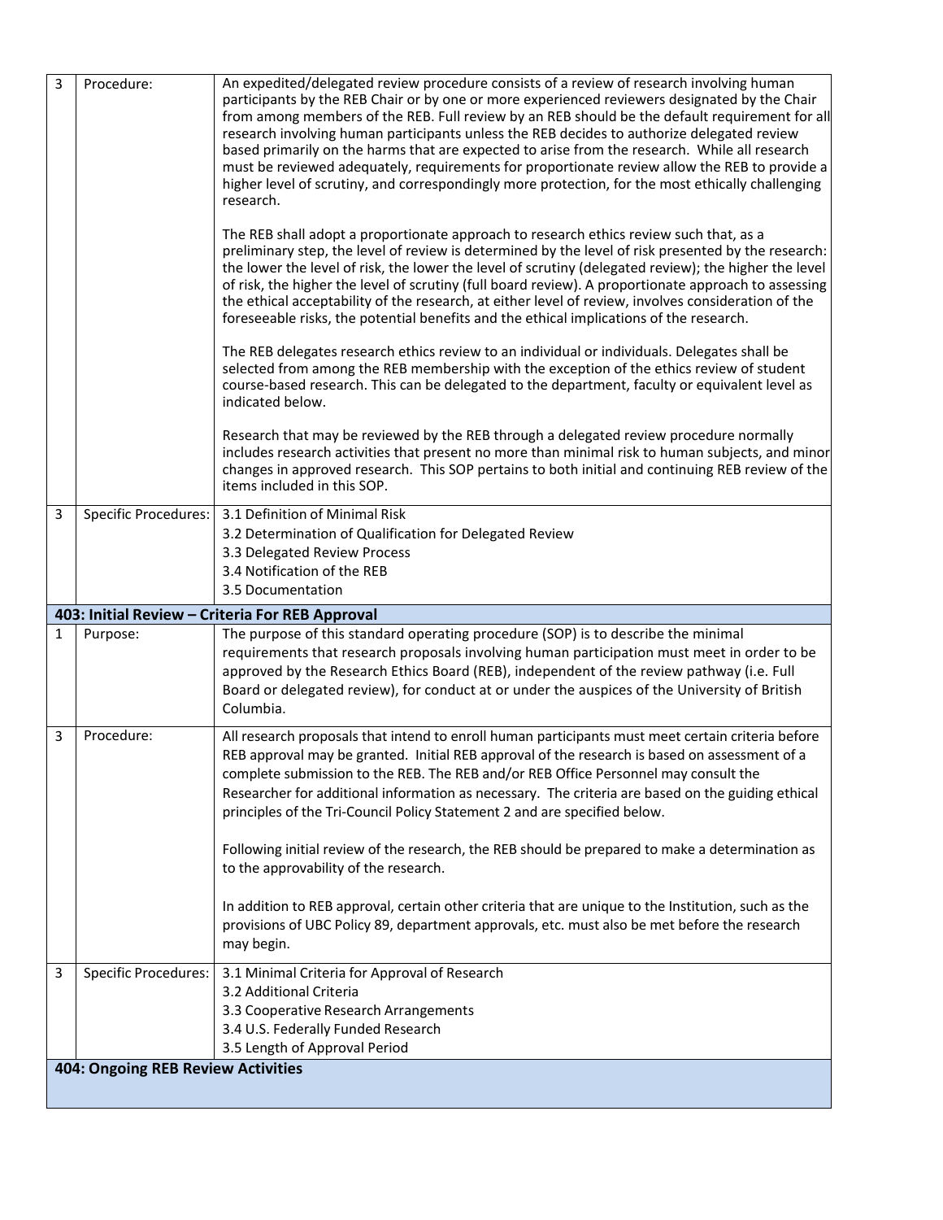| | | |
|---|---|---|
| 3 | Procedure: | An expedited/delegated review procedure consists of a review of research involving human participants by the REB Chair or by one or more experienced reviewers designated by the Chair from among members of the REB. Full review by an REB should be the default requirement for all research involving human participants unless the REB decides to authorize delegated review based primarily on the harms that are expected to arise from the research. While all research must be reviewed adequately, requirements for proportionate review allow the REB to provide a higher level of scrutiny, and correspondingly more protection, for the most ethically challenging research.<br><br>The REB shall adopt a proportionate approach to research ethics review such that, as a preliminary step, the level of review is determined by the level of risk presented by the research: the lower the level of risk, the lower the level of scrutiny (delegated review); the higher the level of risk, the higher the level of scrutiny (full board review). A proportionate approach to assessing the ethical acceptability of the research, at either level of review, involves consideration of the foreseeable risks, the potential benefits and the ethical implications of the research.<br><br>The REB delegates research ethics review to an individual or individuals. Delegates shall be selected from among the REB membership with the exception of the ethics review of student course-based research. This can be delegated to the department, faculty or equivalent level as indicated below.<br><br>Research that may be reviewed by the REB through a delegated review procedure normally includes research activities that present no more than minimal risk to human subjects, and minor changes in approved research. This SOP pertains to both initial and continuing REB review of the items included in this SOP. |
| 3 | Specific Procedures: | 3.1 Definition of Minimal Risk<br>3.2 Determination of Qualification for Delegated Review<br>3.3 Delegated Review Process<br>3.4 Notification of the REB<br>3.5 Documentation |
| **403: Initial Review – Criteria For REB Approval** | | |
| 1 | Purpose: | The purpose of this standard operating procedure (SOP) is to describe the minimal requirements that research proposals involving human participation must meet in order to be approved by the Research Ethics Board (REB), independent of the review pathway (i.e. Full Board or delegated review), for conduct at or under the auspices of the University of British Columbia. |
| 3 | Procedure: | All research proposals that intend to enroll human participants must meet certain criteria before REB approval may be granted. Initial REB approval of the research is based on assessment of a complete submission to the REB. The REB and/or REB Office Personnel may consult the Researcher for additional information as necessary. The criteria are based on the guiding ethical principles of the Tri-Council Policy Statement 2 and are specified below.<br><br>Following initial review of the research, the REB should be prepared to make a determination as to the approvability of the research.<br><br>In addition to REB approval, certain other criteria that are unique to the Institution, such as the provisions of UBC Policy 89, department approvals, etc. must also be met before the research may begin. |
| 3 | Specific Procedures: | 3.1 Minimal Criteria for Approval of Research<br>3.2 Additional Criteria<br>3.3 Cooperative Research Arrangements<br>3.4 U.S. Federally Funded Research<br>3.5 Length of Approval Period |
| **404: Ongoing REB Review Activities** | | |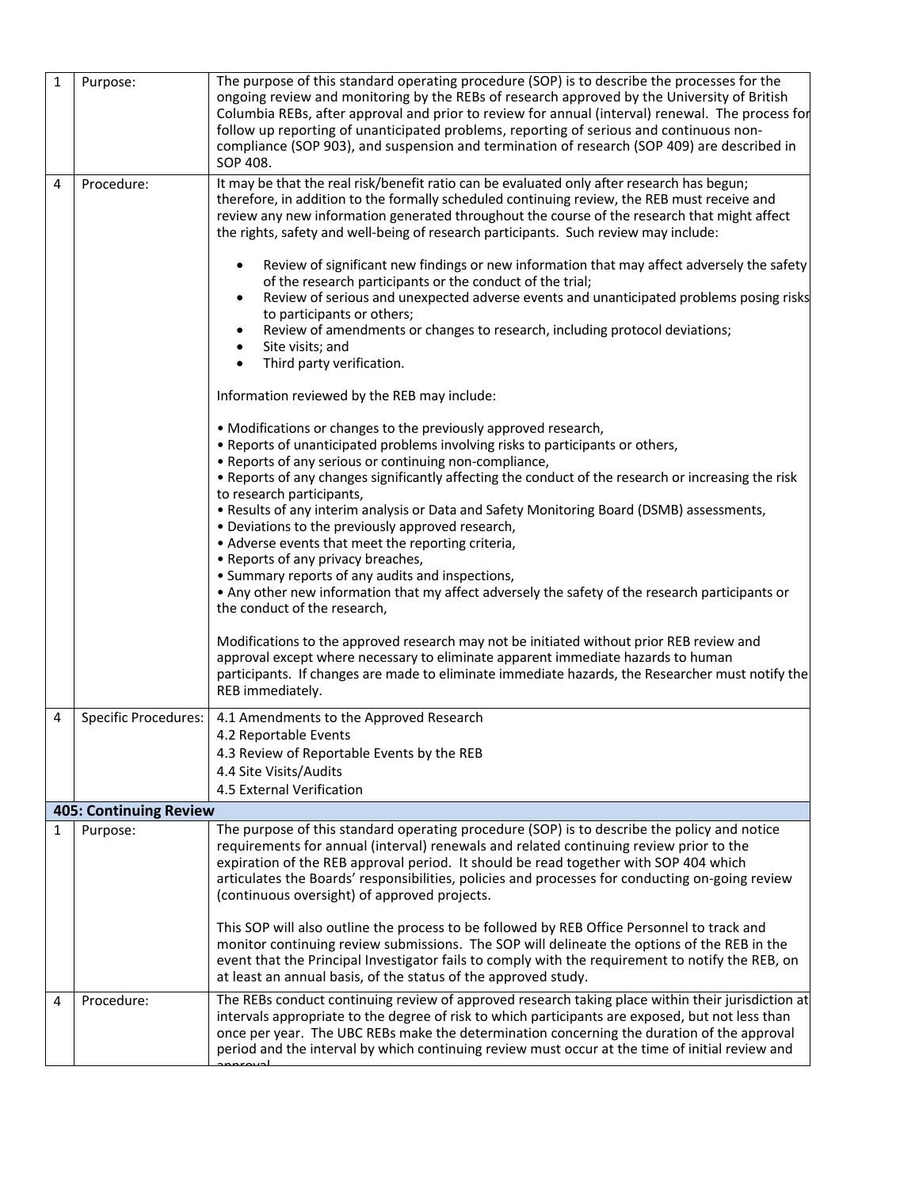| | | |
|---|---|---|
| 1 | Purpose: | The purpose of this standard operating procedure (SOP) is to describe the processes for the ongoing review and monitoring by the REBs of research approved by the University of British Columbia REBs, after approval and prior to review for annual (interval) renewal. The process for follow up reporting of unanticipated problems, reporting of serious and continuous non-compliance (SOP 903), and suspension and termination of research (SOP 409) are described in SOP 408. |
| 4 | Procedure: | It may be that the real risk/benefit ratio can be evaluated only after research has begun; therefore, in addition to the formally scheduled continuing review, the REB must receive and review any new information generated throughout the course of the research that might affect the rights, safety and well-being of research participants. Such review may include:<br><br>• Review of significant new findings or new information that may affect adversely the safety of the research participants or the conduct of the trial;<br>• Review of serious and unexpected adverse events and unanticipated problems posing risks to participants or others;<br>• Review of amendments or changes to research, including protocol deviations;<br>• Site visits; and<br>• Third party verification.<br><br>Information reviewed by the REB may include:<br><br>• Modifications or changes to the previously approved research,<br>• Reports of unanticipated problems involving risks to participants or others,<br>• Reports of any serious or continuing non-compliance,<br>• Reports of any changes significantly affecting the conduct of the research or increasing the risk to research participants,<br>• Results of any interim analysis or Data and Safety Monitoring Board (DSMB) assessments,<br>• Deviations to the previously approved research,<br>• Adverse events that meet the reporting criteria,<br>• Reports of any privacy breaches,<br>• Summary reports of any audits and inspections,<br>• Any other new information that my affect adversely the safety of the research participants or the conduct of the research,<br><br>Modifications to the approved research may not be initiated without prior REB review and approval except where necessary to eliminate apparent immediate hazards to human participants. If changes are made to eliminate immediate hazards, the Researcher must notify the REB immediately. |
| 4 | Specific Procedures: | 4.1 Amendments to the Approved Research<br>4.2 Reportable Events<br>4.3 Review of Reportable Events by the REB<br>4.4 Site Visits/Audits<br>4.5 External Verification |
| **405: Continuing Review** | | |
| 1 | Purpose: | The purpose of this standard operating procedure (SOP) is to describe the policy and notice requirements for annual (interval) renewals and related continuing review prior to the expiration of the REB approval period. It should be read together with SOP 404 which articulates the Boards' responsibilities, policies and processes for conducting on-going review (continuous oversight) of approved projects.<br><br>This SOP will also outline the process to be followed by REB Office Personnel to track and monitor continuing review submissions. The SOP will delineate the options of the REB in the event that the Principal Investigator fails to comply with the requirement to notify the REB, on at least an annual basis, of the status of the approved study. |
| 4 | Procedure: | The REBs conduct continuing review of approved research taking place within their jurisdiction at intervals appropriate to the degree of risk to which participants are exposed, but not less than once per year. The UBC REBs make the determination concerning the duration of the approval period and the interval by which continuing review must occur at the time of initial review and approval. |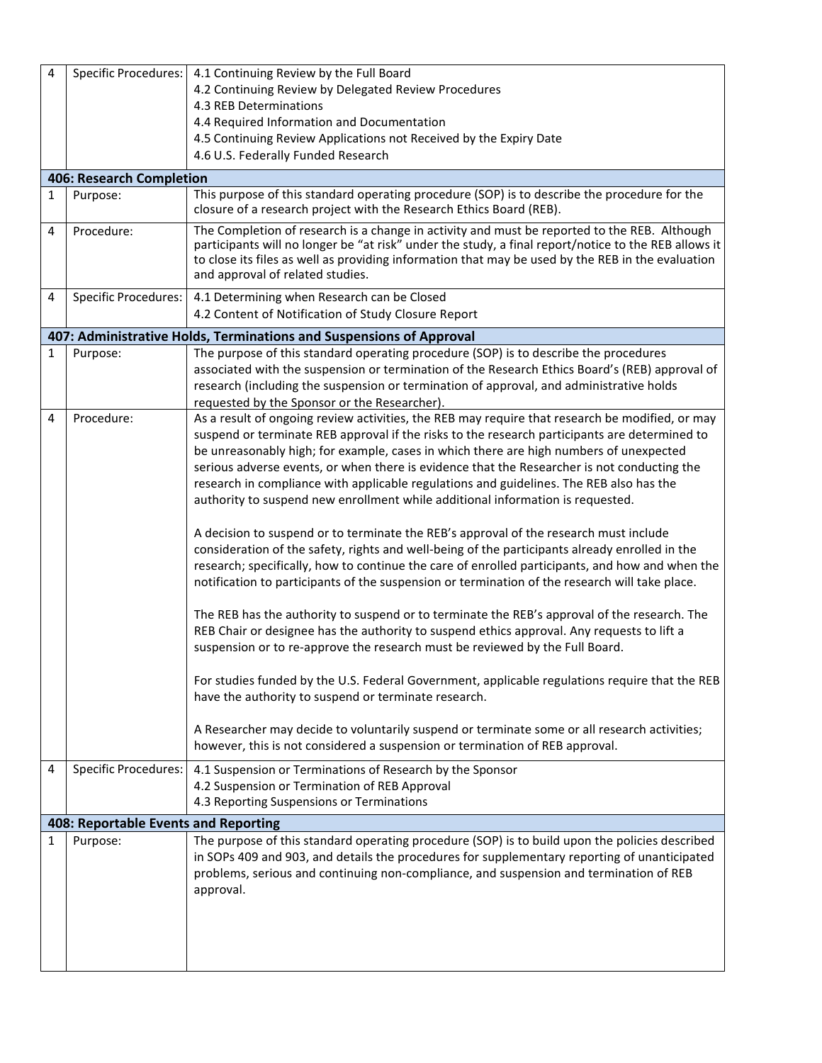| | | |
|---|---|---|
| 4 | Specific Procedures: | 4.1 Continuing Review by the Full Board<br>4.2 Continuing Review by Delegated Review Procedures<br>4.3 REB Determinations<br>4.4 Required Information and Documentation<br>4.5 Continuing Review Applications not Received by the Expiry Date<br>4.6 U.S. Federally Funded Research |
| **406: Research Completion** | | |
| 1 | Purpose: | This purpose of this standard operating procedure (SOP) is to describe the procedure for the closure of a research project with the Research Ethics Board (REB). |
| 4 | Procedure: | The Completion of research is a change in activity and must be reported to the REB. Although participants will no longer be "at risk" under the study, a final report/notice to the REB allows it to close its files as well as providing information that may be used by the REB in the evaluation and approval of related studies. |
| 4 | Specific Procedures: | 4.1 Determining when Research can be Closed<br>4.2 Content of Notification of Study Closure Report |
| **407: Administrative Holds, Terminations and Suspensions of Approval** | | |
| 1 | Purpose: | The purpose of this standard operating procedure (SOP) is to describe the procedures associated with the suspension or termination of the Research Ethics Board's (REB) approval of research (including the suspension or termination of approval, and administrative holds requested by the Sponsor or the Researcher). |
| 4 | Procedure: | As a result of ongoing review activities, the REB may require that research be modified, or may suspend or terminate REB approval if the risks to the research participants are determined to be unreasonably high; for example, cases in which there are high numbers of unexpected serious adverse events, or when there is evidence that the Researcher is not conducting the research in compliance with applicable regulations and guidelines. The REB also has the authority to suspend new enrollment while additional information is requested.<br><br>A decision to suspend or to terminate the REB's approval of the research must include consideration of the safety, rights and well-being of the participants already enrolled in the research; specifically, how to continue the care of enrolled participants, and how and when the notification to participants of the suspension or termination of the research will take place.<br><br>The REB has the authority to suspend or to terminate the REB's approval of the research. The REB Chair or designee has the authority to suspend ethics approval. Any requests to lift a suspension or to re-approve the research must be reviewed by the Full Board.<br><br>For studies funded by the U.S. Federal Government, applicable regulations require that the REB have the authority to suspend or terminate research.<br><br>A Researcher may decide to voluntarily suspend or terminate some or all research activities; however, this is not considered a suspension or termination of REB approval. |
| 4 | Specific Procedures: | 4.1 Suspension or Terminations of Research by the Sponsor<br>4.2 Suspension or Termination of REB Approval<br>4.3 Reporting Suspensions or Terminations |
| **408: Reportable Events and Reporting** | | |
| 1 | Purpose: | The purpose of this standard operating procedure (SOP) is to build upon the policies described in SOPs 409 and 903, and details the procedures for supplementary reporting of unanticipated problems, serious and continuing non-compliance, and suspension and termination of REB approval. |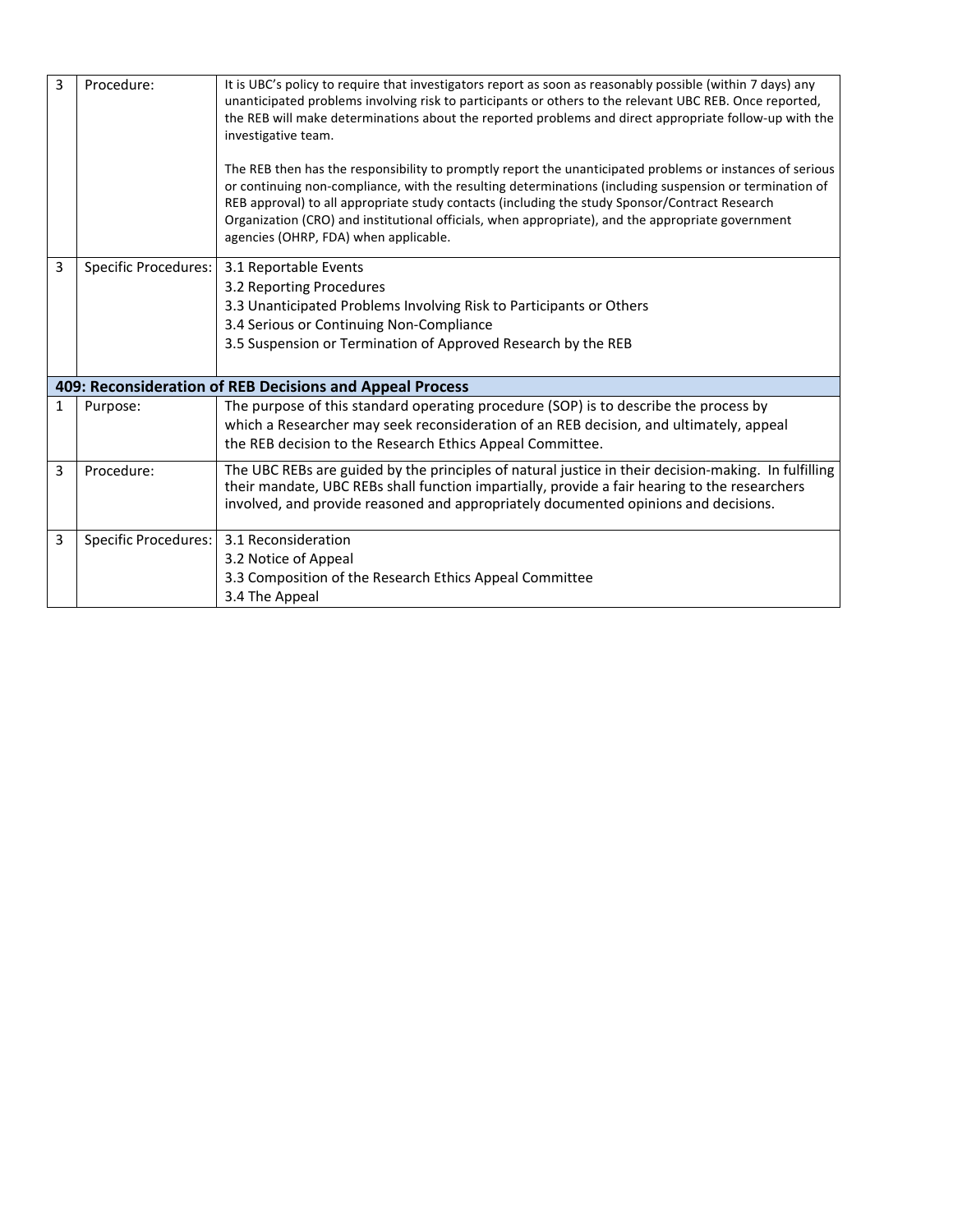| | | |
|---|---|---|
| 3 | Procedure: | It is UBC's policy to require that investigators report as soon as reasonably possible (within 7 days) any unanticipated problems involving risk to participants or others to the relevant UBC REB. Once reported, the REB will make determinations about the reported problems and direct appropriate follow-up with the investigative team.<br><br>The REB then has the responsibility to promptly report the unanticipated problems or instances of serious or continuing non-compliance, with the resulting determinations (including suspension or termination of REB approval) to all appropriate study contacts (including the study Sponsor/Contract Research Organization (CRO) and institutional officials, when appropriate), and the appropriate government agencies (OHRP, FDA) when applicable. |
| 3 | Specific Procedures: | 3.1 Reportable Events<br>3.2 Reporting Procedures<br>3.3 Unanticipated Problems Involving Risk to Participants or Others<br>3.4 Serious or Continuing Non-Compliance<br>3.5 Suspension or Termination of Approved Research by the REB |
| **409: Reconsideration of REB Decisions and Appeal Process** | | |
| 1 | Purpose: | The purpose of this standard operating procedure (SOP) is to describe the process by which a Researcher may seek reconsideration of an REB decision, and ultimately, appeal the REB decision to the Research Ethics Appeal Committee. |
| 3 | Procedure: | The UBC REBs are guided by the principles of natural justice in their decision-making. In fulfilling their mandate, UBC REBs shall function impartially, provide a fair hearing to the researchers involved, and provide reasoned and appropriately documented opinions and decisions. |
| 3 | Specific Procedures: | 3.1 Reconsideration<br>3.2 Notice of Appeal<br>3.3 Composition of the Research Ethics Appeal Committee<br>3.4 The Appeal |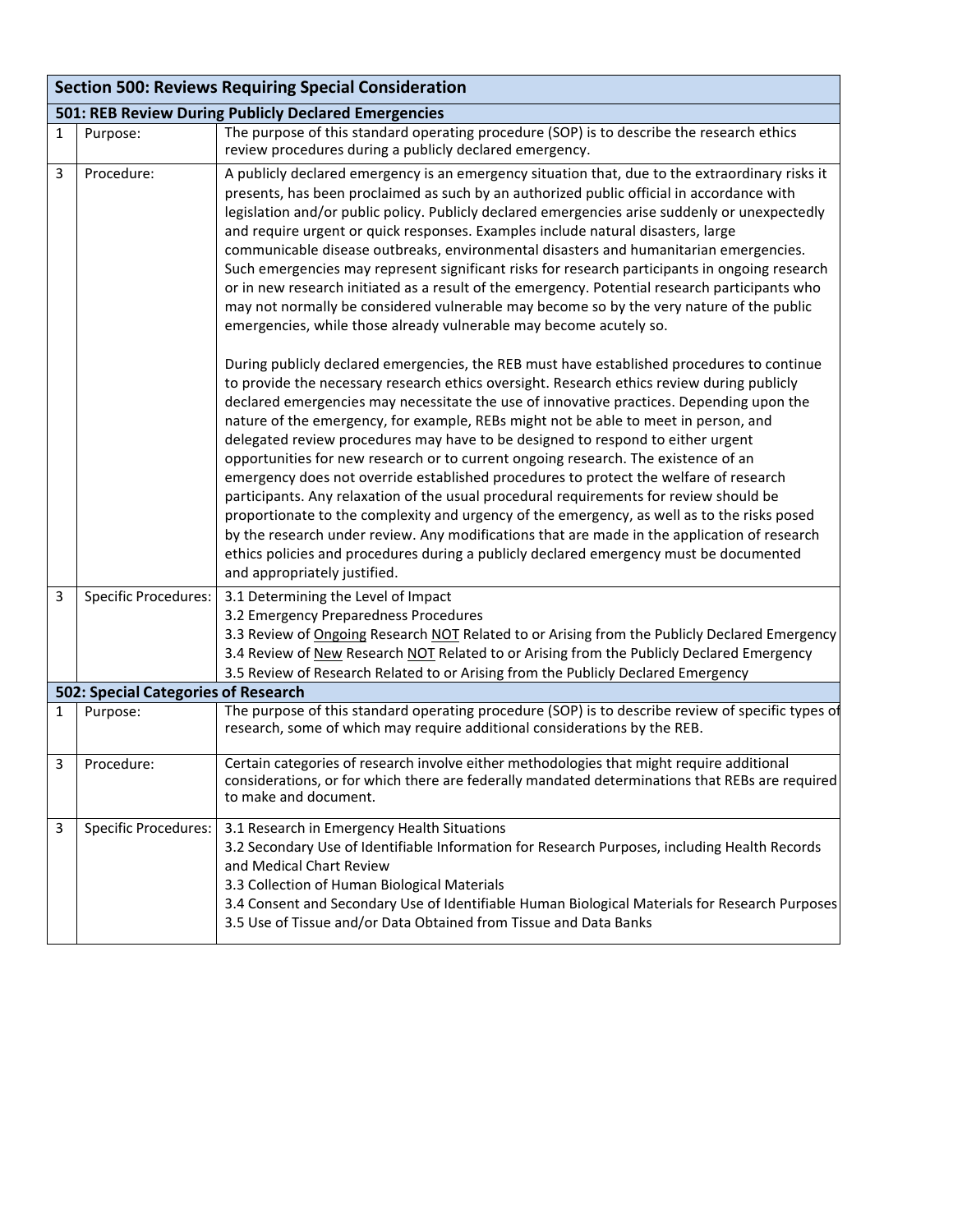| Section 500: Reviews Requiring Special Consideration | | |
|---|---|---|
| **501: REB Review During Publicly Declared Emergencies** | | |
| 1 | Purpose: | The purpose of this standard operating procedure (SOP) is to describe the research ethics review procedures during a publicly declared emergency. |
| 3 | Procedure: | A publicly declared emergency is an emergency situation that, due to the extraordinary risks it presents, has been proclaimed as such by an authorized public official in accordance with legislation and/or public policy. Publicly declared emergencies arise suddenly or unexpectedly and require urgent or quick responses. Examples include natural disasters, large communicable disease outbreaks, environmental disasters and humanitarian emergencies. Such emergencies may represent significant risks for research participants in ongoing research or in new research initiated as a result of the emergency. Potential research participants who may not normally be considered vulnerable may become so by the very nature of the public emergencies, while those already vulnerable may become acutely so.<br><br>During publicly declared emergencies, the REB must have established procedures to continue to provide the necessary research ethics oversight. Research ethics review during publicly declared emergencies may necessitate the use of innovative practices. Depending upon the nature of the emergency, for example, REBs might not be able to meet in person, and delegated review procedures may have to be designed to respond to either urgent opportunities for new research or to current ongoing research. The existence of an emergency does not override established procedures to protect the welfare of research participants. Any relaxation of the usual procedural requirements for review should be proportionate to the complexity and urgency of the emergency, as well as to the risks posed by the research under review. Any modifications that are made in the application of research ethics policies and procedures during a publicly declared emergency must be documented and appropriately justified. |
| 3 | Specific Procedures: | 3.1 Determining the Level of Impact<br>3.2 Emergency Preparedness Procedures<br>3.3 Review of Ongoing Research NOT Related to or Arising from the Publicly Declared Emergency<br>3.4 Review of New Research NOT Related to or Arising from the Publicly Declared Emergency<br>3.5 Review of Research Related to or Arising from the Publicly Declared Emergency |
| **502: Special Categories of Research** | | |
| 1 | Purpose: | The purpose of this standard operating procedure (SOP) is to describe review of specific types of research, some of which may require additional considerations by the REB. |
| 3 | Procedure: | Certain categories of research involve either methodologies that might require additional considerations, or for which there are federally mandated determinations that REBs are required to make and document. |
| 3 | Specific Procedures: | 3.1 Research in Emergency Health Situations<br>3.2 Secondary Use of Identifiable Information for Research Purposes, including Health Records and Medical Chart Review<br>3.3 Collection of Human Biological Materials<br>3.4 Consent and Secondary Use of Identifiable Human Biological Materials for Research Purposes<br>3.5 Use of Tissue and/or Data Obtained from Tissue and Data Banks |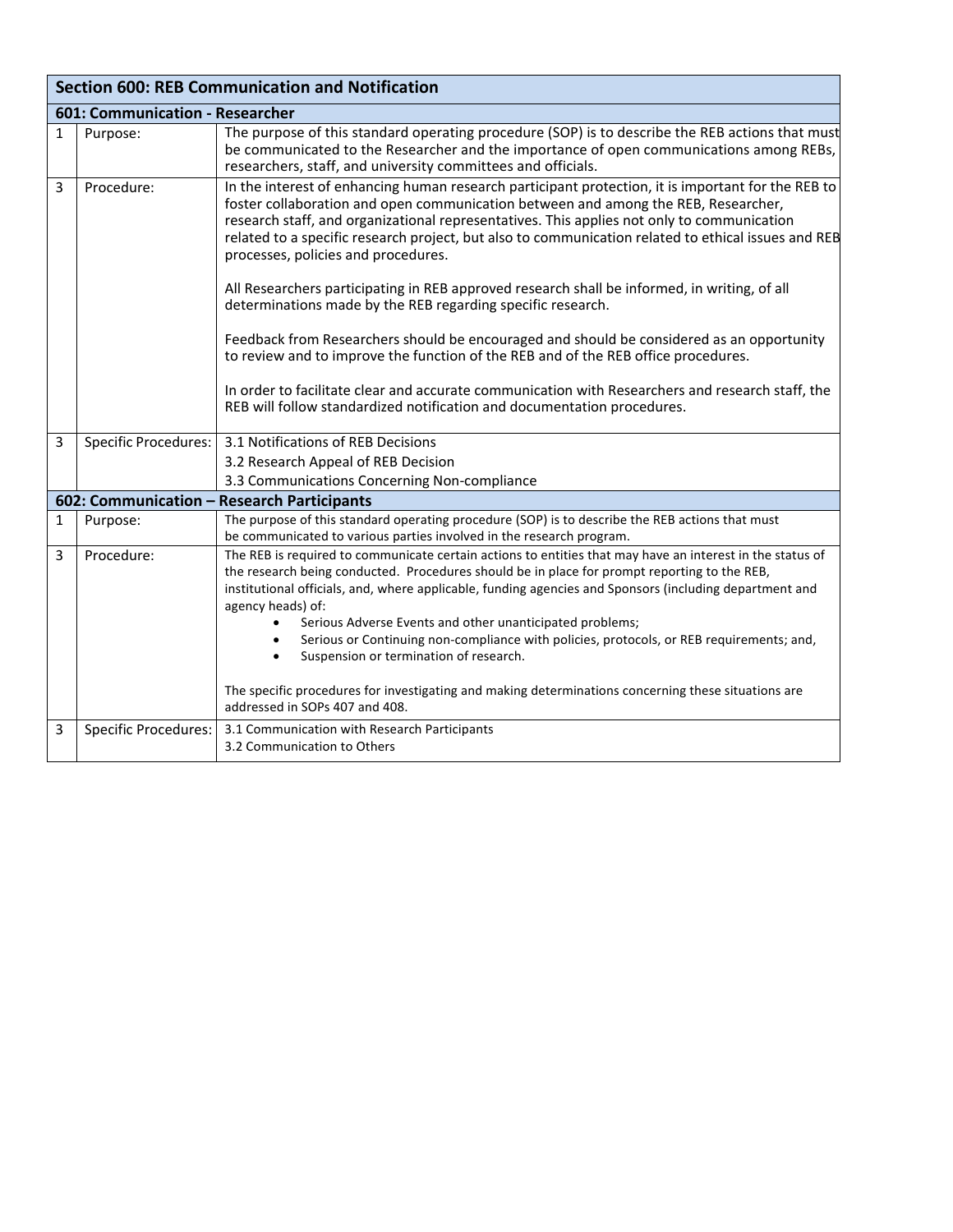| Section 600: REB Communication and Notification | | |
|---|---|---|
| **601: Communication - Researcher** | | |
| 1 | Purpose: | The purpose of this standard operating procedure (SOP) is to describe the REB actions that must be communicated to the Researcher and the importance of open communications among REBs, researchers, staff, and university committees and officials. |
| 3 | Procedure: | In the interest of enhancing human research participant protection, it is important for the REB to foster collaboration and open communication between and among the REB, Researcher, research staff, and organizational representatives. This applies not only to communication related to a specific research project, but also to communication related to ethical issues and REB processes, policies and procedures.<br><br>All Researchers participating in REB approved research shall be informed, in writing, of all determinations made by the REB regarding specific research.<br><br>Feedback from Researchers should be encouraged and should be considered as an opportunity to review and to improve the function of the REB and of the REB office procedures.<br><br>In order to facilitate clear and accurate communication with Researchers and research staff, the REB will follow standardized notification and documentation procedures. |
| 3 | Specific Procedures: | 3.1 Notifications of REB Decisions<br>3.2 Research Appeal of REB Decision<br>3.3 Communications Concerning Non-compliance |
| **602: Communication – Research Participants** | | |
| 1 | Purpose: | The purpose of this standard operating procedure (SOP) is to describe the REB actions that must be communicated to various parties involved in the research program. |
| 3 | Procedure: | The REB is required to communicate certain actions to entities that may have an interest in the status of the research being conducted. Procedures should be in place for prompt reporting to the REB, institutional officials, and, where applicable, funding agencies and Sponsors (including department and agency heads) of:<br>• Serious Adverse Events and other unanticipated problems;<br>• Serious or Continuing non-compliance with policies, protocols, or REB requirements; and,<br>• Suspension or termination of research.<br><br>The specific procedures for investigating and making determinations concerning these situations are addressed in SOPs 407 and 408. |
| 3 | Specific Procedures: | 3.1 Communication with Research Participants<br>3.2 Communication to Others |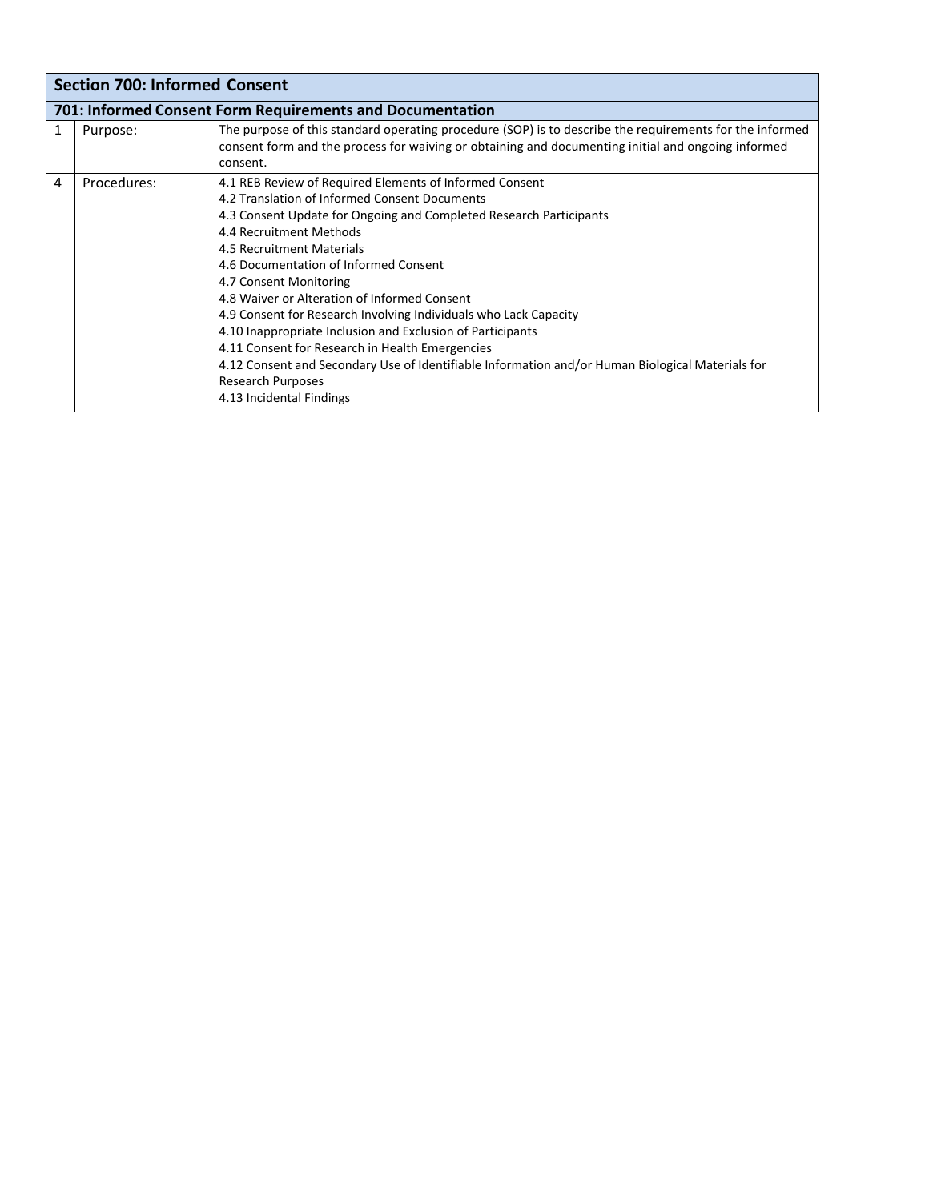| Section 700: Informed Consent | | |
|---|---|---|
| **701: Informed Consent Form Requirements and Documentation** | | |
| 1 | Purpose: | The purpose of this standard operating procedure (SOP) is to describe the requirements for the informed consent form and the process for waiving or obtaining and documenting initial and ongoing informed consent. |
| 4 | Procedures: | 4.1 REB Review of Required Elements of Informed Consent<br>4.2 Translation of Informed Consent Documents<br>4.3 Consent Update for Ongoing and Completed Research Participants<br>4.4 Recruitment Methods<br>4.5 Recruitment Materials<br>4.6 Documentation of Informed Consent<br>4.7 Consent Monitoring<br>4.8 Waiver or Alteration of Informed Consent<br>4.9 Consent for Research Involving Individuals who Lack Capacity<br>4.10 Inappropriate Inclusion and Exclusion of Participants<br>4.11 Consent for Research in Health Emergencies<br>4.12 Consent and Secondary Use of Identifiable Information and/or Human Biological Materials for Research Purposes<br>4.13 Incidental Findings |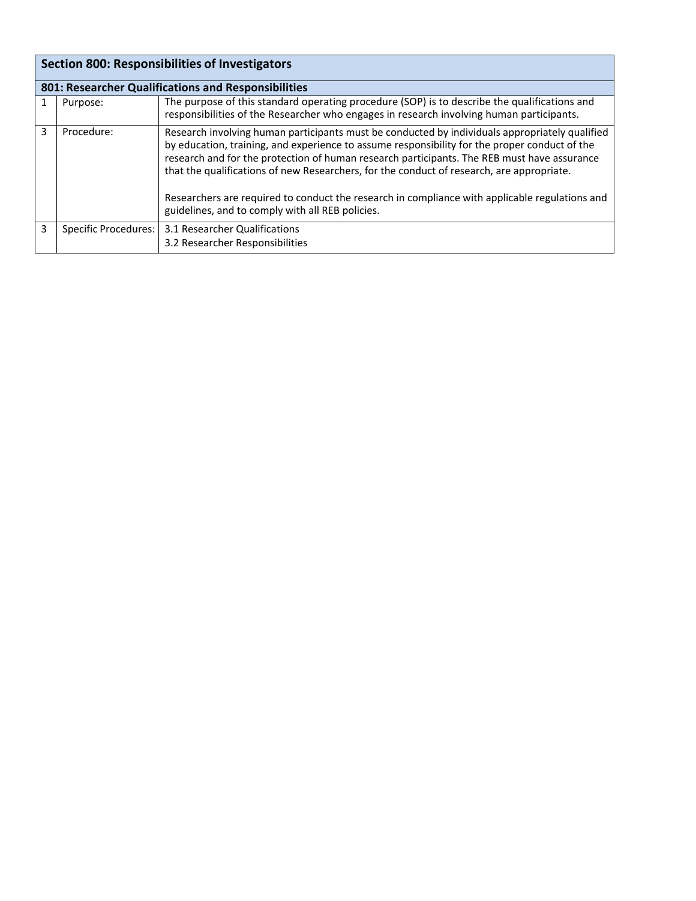| Section 800: Responsibilities of Investigators | | |
|---|---|---|
| **801: Researcher Qualifications and Responsibilities** | | |
| 1 | Purpose: | The purpose of this standard operating procedure (SOP) is to describe the qualifications and responsibilities of the Researcher who engages in research involving human participants. |
| 3 | Procedure: | Research involving human participants must be conducted by individuals appropriately qualified by education, training, and experience to assume responsibility for the proper conduct of the research and for the protection of human research participants. The REB must have assurance that the qualifications of new Researchers, for the conduct of research, are appropriate.<br><br>Researchers are required to conduct the research in compliance with applicable regulations and guidelines, and to comply with all REB policies. |
| 3 | Specific Procedures: | 3.1 Researcher Qualifications<br>3.2 Researcher Responsibilities |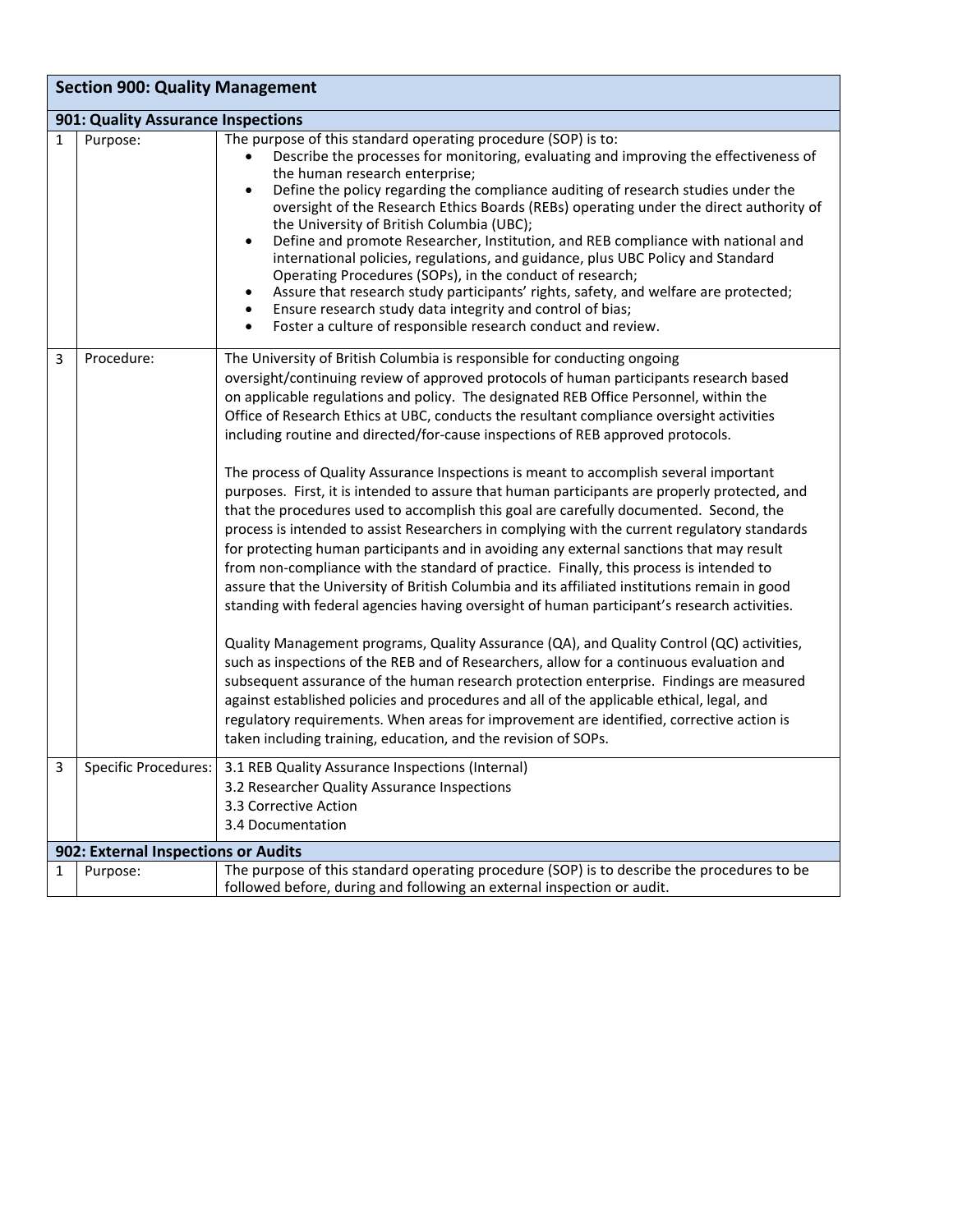## Section 900: Quality Management

### 901: Quality Assurance Inspections

| # | Field | Content |
|---|---|---|
| 1 | Purpose: | The purpose of this standard operating procedure (SOP) is to:<br>• Describe the processes for monitoring, evaluating and improving the effectiveness of the human research enterprise;<br>• Define the policy regarding the compliance auditing of research studies under the oversight of the Research Ethics Boards (REBs) operating under the direct authority of the University of British Columbia (UBC);<br>• Define and promote Researcher, Institution, and REB compliance with national and international policies, regulations, and guidance, plus UBC Policy and Standard Operating Procedures (SOPs), in the conduct of research;<br>• Assure that research study participants' rights, safety, and welfare are protected;<br>• Ensure research study data integrity and control of bias;<br>• Foster a culture of responsible research conduct and review. |
| 3 | Procedure: | The University of British Columbia is responsible for conducting ongoing oversight/continuing review of approved protocols of human participants research based on applicable regulations and policy. The designated REB Office Personnel, within the Office of Research Ethics at UBC, conducts the resultant compliance oversight activities including routine and directed/for-cause inspections of REB approved protocols.<br><br>The process of Quality Assurance Inspections is meant to accomplish several important purposes. First, it is intended to assure that human participants are properly protected, and that the procedures used to accomplish this goal are carefully documented. Second, the process is intended to assist Researchers in complying with the current regulatory standards for protecting human participants and in avoiding any external sanctions that may result from non-compliance with the standard of practice. Finally, this process is intended to assure that the University of British Columbia and its affiliated institutions remain in good standing with federal agencies having oversight of human participant's research activities.<br><br>Quality Management programs, Quality Assurance (QA), and Quality Control (QC) activities, such as inspections of the REB and of Researchers, allow for a continuous evaluation and subsequent assurance of the human research protection enterprise. Findings are measured against established policies and procedures and all of the applicable ethical, legal, and regulatory requirements. When areas for improvement are identified, corrective action is taken including training, education, and the revision of SOPs. |
| 3 | Specific Procedures: | 3.1 REB Quality Assurance Inspections (Internal)<br>3.2 Researcher Quality Assurance Inspections<br>3.3 Corrective Action<br>3.4 Documentation |

### 902: External Inspections or Audits

| # | Field | Content |
|---|---|---|
| 1 | Purpose: | The purpose of this standard operating procedure (SOP) is to describe the procedures to be followed before, during and following an external inspection or audit. |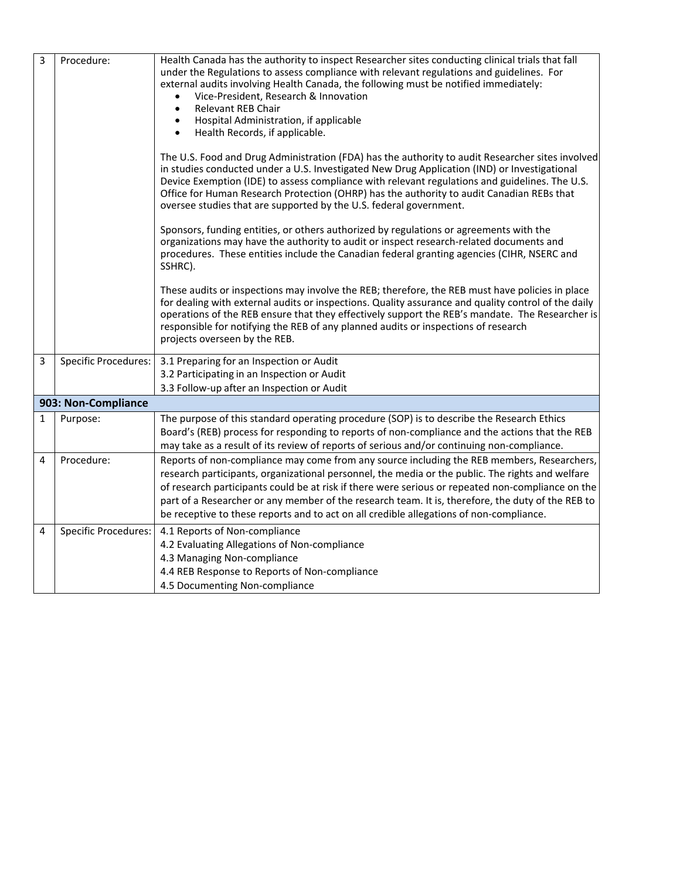| | | |
|---|---|---|
| 3 | Procedure: | Health Canada has the authority to inspect Researcher sites conducting clinical trials that fall under the Regulations to assess compliance with relevant regulations and guidelines. For external audits involving Health Canada, the following must be notified immediately:<br>• Vice-President, Research & Innovation<br>• Relevant REB Chair<br>• Hospital Administration, if applicable<br>• Health Records, if applicable.<br><br>The U.S. Food and Drug Administration (FDA) has the authority to audit Researcher sites involved in studies conducted under a U.S. Investigated New Drug Application (IND) or Investigational Device Exemption (IDE) to assess compliance with relevant regulations and guidelines. The U.S. Office for Human Research Protection (OHRP) has the authority to audit Canadian REBs that oversee studies that are supported by the U.S. federal government.<br><br>Sponsors, funding entities, or others authorized by regulations or agreements with the organizations may have the authority to audit or inspect research-related documents and procedures. These entities include the Canadian federal granting agencies (CIHR, NSERC and SSHRC).<br><br>These audits or inspections may involve the REB; therefore, the REB must have policies in place for dealing with external audits or inspections. Quality assurance and quality control of the daily operations of the REB ensure that they effectively support the REB's mandate. The Researcher is responsible for notifying the REB of any planned audits or inspections of research projects overseen by the REB. |
| 3 | Specific Procedures: | 3.1 Preparing for an Inspection or Audit<br>3.2 Participating in an Inspection or Audit<br>3.3 Follow-up after an Inspection or Audit |
| **903: Non-Compliance** | | |
| 1 | Purpose: | The purpose of this standard operating procedure (SOP) is to describe the Research Ethics Board's (REB) process for responding to reports of non-compliance and the actions that the REB may take as a result of its review of reports of serious and/or continuing non-compliance. |
| 4 | Procedure: | Reports of non-compliance may come from any source including the REB members, Researchers, research participants, organizational personnel, the media or the public. The rights and welfare of research participants could be at risk if there were serious or repeated non-compliance on the part of a Researcher or any member of the research team. It is, therefore, the duty of the REB to be receptive to these reports and to act on all credible allegations of non-compliance. |
| 4 | Specific Procedures: | 4.1 Reports of Non-compliance<br>4.2 Evaluating Allegations of Non-compliance<br>4.3 Managing Non-compliance<br>4.4 REB Response to Reports of Non-compliance<br>4.5 Documenting Non-compliance |